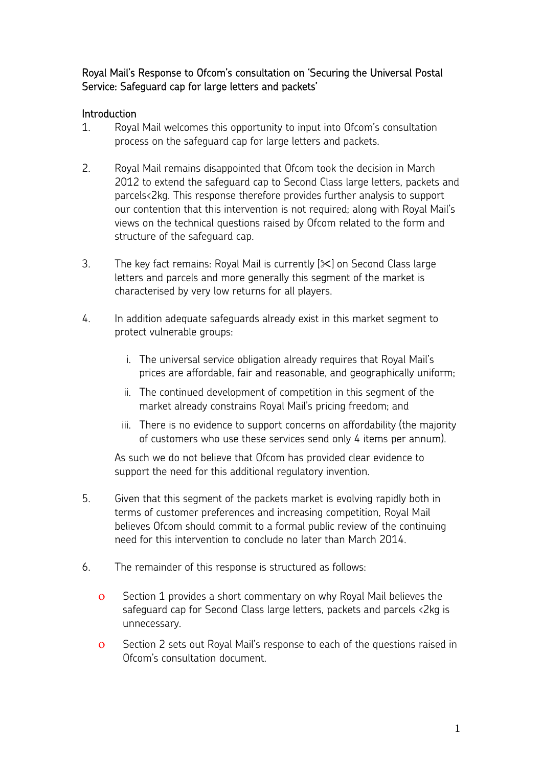## Royal Mail's Response to Ofcom's consultation on 'Securing the Universal Postal Service: Safeguard cap for large letters and packets'

### Introduction

1. Royal Mail welcomes this opportunity to input into Ofcom's consultation process on the safeguard cap for large letters and packets.

2. Royal Mail remains disappointed that Ofcom took the decision in March 2012 to extend the safeguard cap to Second Class large letters, packets and parcels<2kg. This response therefore provides further analysis to support our contention that this intervention is not required; along with Royal Mail's views on the technical questions raised by Ofcom related to the form and structure of the safeguard cap.

3. The key fact remains: Royal Mail is currently [✂] on Second Class large letters and parcels and more generally this segment of the market is characterised by very low returns for all players.

4. In addition adequate safeguards already exist in this market segment to protect vulnerable groups:

   i. The universal service obligation already requires that Royal Mail's prices are affordable, fair and reasonable, and geographically uniform;

   ii. The continued development of competition in this segment of the market already constrains Royal Mail's pricing freedom; and

   iii. There is no evidence to support concerns on affordability (the majority of customers who use these services send only 4 items per annum).

   As such we do not believe that Ofcom has provided clear evidence to support the need for this additional regulatory invention.

5. Given that this segment of the packets market is evolving rapidly both in terms of customer preferences and increasing competition, Royal Mail believes Ofcom should commit to a formal public review of the continuing need for this intervention to conclude no later than March 2014.

6. The remainder of this response is structured as follows:

   - Section 1 provides a short commentary on why Royal Mail believes the safeguard cap for Second Class large letters, packets and parcels <2kg is unnecessary.
   - Section 2 sets out Royal Mail's response to each of the questions raised in Ofcom's consultation document.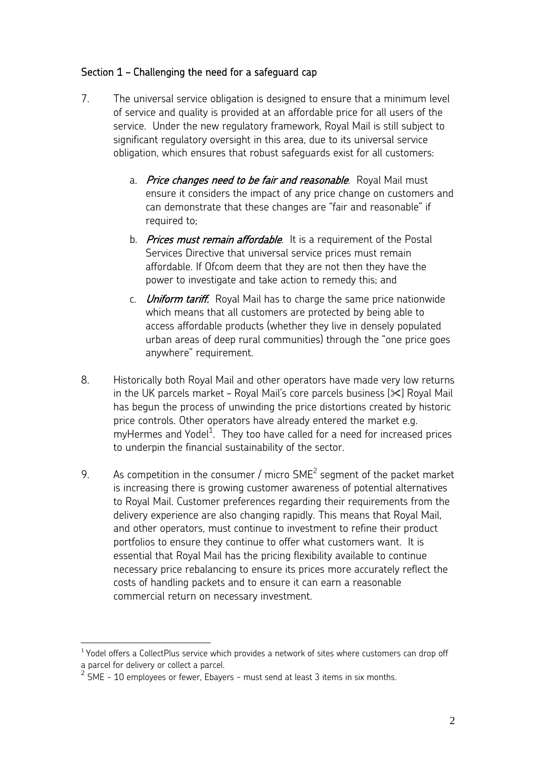## Section 1 – Challenging the need for a safeguard cap

7. The universal service obligation is designed to ensure that a minimum level of service and quality is provided at an affordable price for all users of the service. Under the new regulatory framework, Royal Mail is still subject to significant regulatory oversight in this area, due to its universal service obligation, which ensures that robust safeguards exist for all customers:

   a. ***Price changes need to be fair and reasonable***. Royal Mail must ensure it considers the impact of any price change on customers and can demonstrate that these changes are "fair and reasonable" if required to;

   b. ***Prices must remain affordable***. It is a requirement of the Postal Services Directive that universal service prices must remain affordable. If Ofcom deem that they are not then they have the power to investigate and take action to remedy this; and

   c. ***Uniform tariff***. Royal Mail has to charge the same price nationwide which means that all customers are protected by being able to access affordable products (whether they live in densely populated urban areas of deep rural communities) through the "one price goes anywhere" requirement.

8. Historically both Royal Mail and other operators have made very low returns in the UK parcels market – Royal Mail's core parcels business [✂] Royal Mail has begun the process of unwinding the price distortions created by historic price controls. Other operators have already entered the market e.g. myHermes and Yodel[1]. They too have called for a need for increased prices to underpin the financial sustainability of the sector.

9. As competition in the consumer / micro SME[2] segment of the packet market is increasing there is growing customer awareness of potential alternatives to Royal Mail. Customer preferences regarding their requirements from the delivery experience are also changing rapidly. This means that Royal Mail, and other operators, must continue to investment to refine their product portfolios to ensure they continue to offer what customers want. It is essential that Royal Mail has the pricing flexibility available to continue necessary price rebalancing to ensure its prices more accurately reflect the costs of handling packets and to ensure it can earn a reasonable commercial return on necessary investment.

---

[1] Yodel offers a CollectPlus service which provides a network of sites where customers can drop off a parcel for delivery or collect a parcel.

[2] SME - 10 employees or fewer, Ebayers - must send at least 3 items in six months.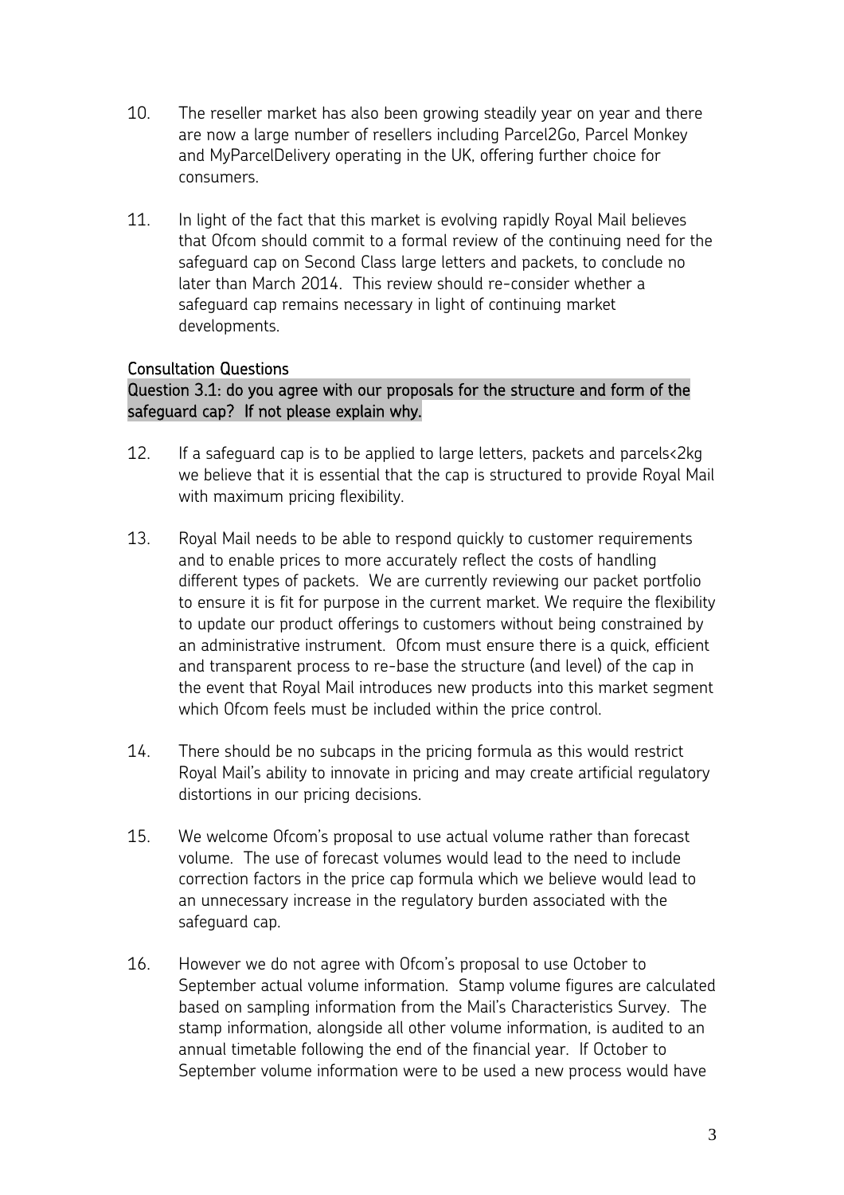10. The reseller market has also been growing steadily year on year and there are now a large number of resellers including Parcel2Go, Parcel Monkey and MyParcelDelivery operating in the UK, offering further choice for consumers.

11. In light of the fact that this market is evolving rapidly Royal Mail believes that Ofcom should commit to a formal review of the continuing need for the safeguard cap on Second Class large letters and packets, to conclude no later than March 2014. This review should re-consider whether a safeguard cap remains necessary in light of continuing market developments.

### Consultation Questions

**Question 3.1: do you agree with our proposals for the structure and form of the safeguard cap? If not please explain why.**

12. If a safeguard cap is to be applied to large letters, packets and parcels<2kg we believe that it is essential that the cap is structured to provide Royal Mail with maximum pricing flexibility.

13. Royal Mail needs to be able to respond quickly to customer requirements and to enable prices to more accurately reflect the costs of handling different types of packets. We are currently reviewing our packet portfolio to ensure it is fit for purpose in the current market. We require the flexibility to update our product offerings to customers without being constrained by an administrative instrument. Ofcom must ensure there is a quick, efficient and transparent process to re-base the structure (and level) of the cap in the event that Royal Mail introduces new products into this market segment which Ofcom feels must be included within the price control.

14. There should be no subcaps in the pricing formula as this would restrict Royal Mail's ability to innovate in pricing and may create artificial regulatory distortions in our pricing decisions.

15. We welcome Ofcom's proposal to use actual volume rather than forecast volume. The use of forecast volumes would lead to the need to include correction factors in the price cap formula which we believe would lead to an unnecessary increase in the regulatory burden associated with the safeguard cap.

16. However we do not agree with Ofcom's proposal to use October to September actual volume information. Stamp volume figures are calculated based on sampling information from the Mail's Characteristics Survey. The stamp information, alongside all other volume information, is audited to an annual timetable following the end of the financial year. If October to September volume information were to be used a new process would have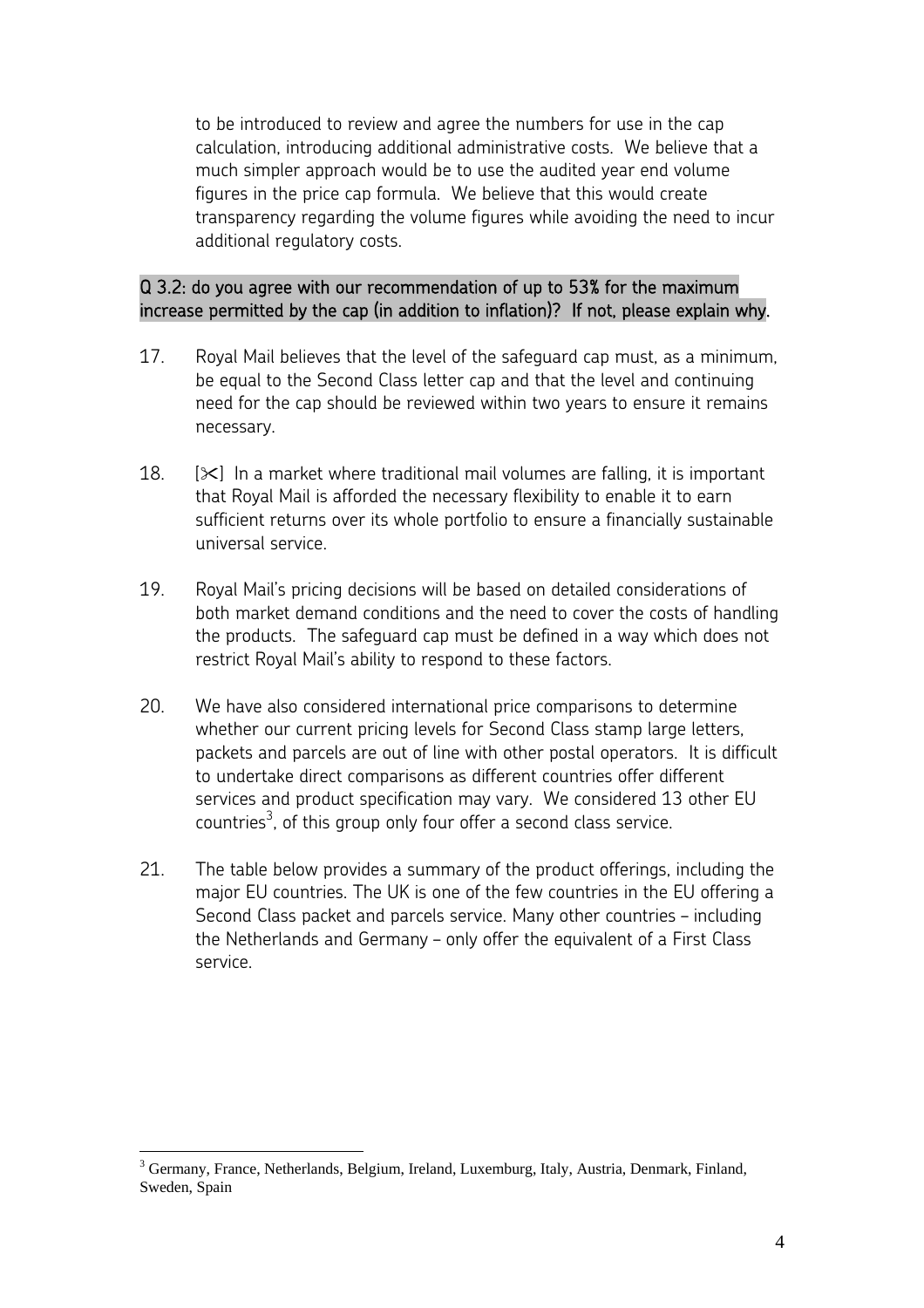to be introduced to review and agree the numbers for use in the cap calculation, introducing additional administrative costs. We believe that a much simpler approach would be to use the audited year end volume figures in the price cap formula. We believe that this would create transparency regarding the volume figures while avoiding the need to incur additional regulatory costs.

**Q 3.2: do you agree with our recommendation of up to 53% for the maximum increase permitted by the cap (in addition to inflation)? If not, please explain why.**

17. Royal Mail believes that the level of the safeguard cap must, as a minimum, be equal to the Second Class letter cap and that the level and continuing need for the cap should be reviewed within two years to ensure it remains necessary.

18. [✂] In a market where traditional mail volumes are falling, it is important that Royal Mail is afforded the necessary flexibility to enable it to earn sufficient returns over its whole portfolio to ensure a financially sustainable universal service.

19. Royal Mail's pricing decisions will be based on detailed considerations of both market demand conditions and the need to cover the costs of handling the products. The safeguard cap must be defined in a way which does not restrict Royal Mail's ability to respond to these factors.

20. We have also considered international price comparisons to determine whether our current pricing levels for Second Class stamp large letters, packets and parcels are out of line with other postal operators. It is difficult to undertake direct comparisons as different countries offer different services and product specification may vary. We considered 13 other EU countries[3], of this group only four offer a second class service.

21. The table below provides a summary of the product offerings, including the major EU countries. The UK is one of the few countries in the EU offering a Second Class packet and parcels service. Many other countries – including the Netherlands and Germany – only offer the equivalent of a First Class service.

[3] Germany, France, Netherlands, Belgium, Ireland, Luxemburg, Italy, Austria, Denmark, Finland, Sweden, Spain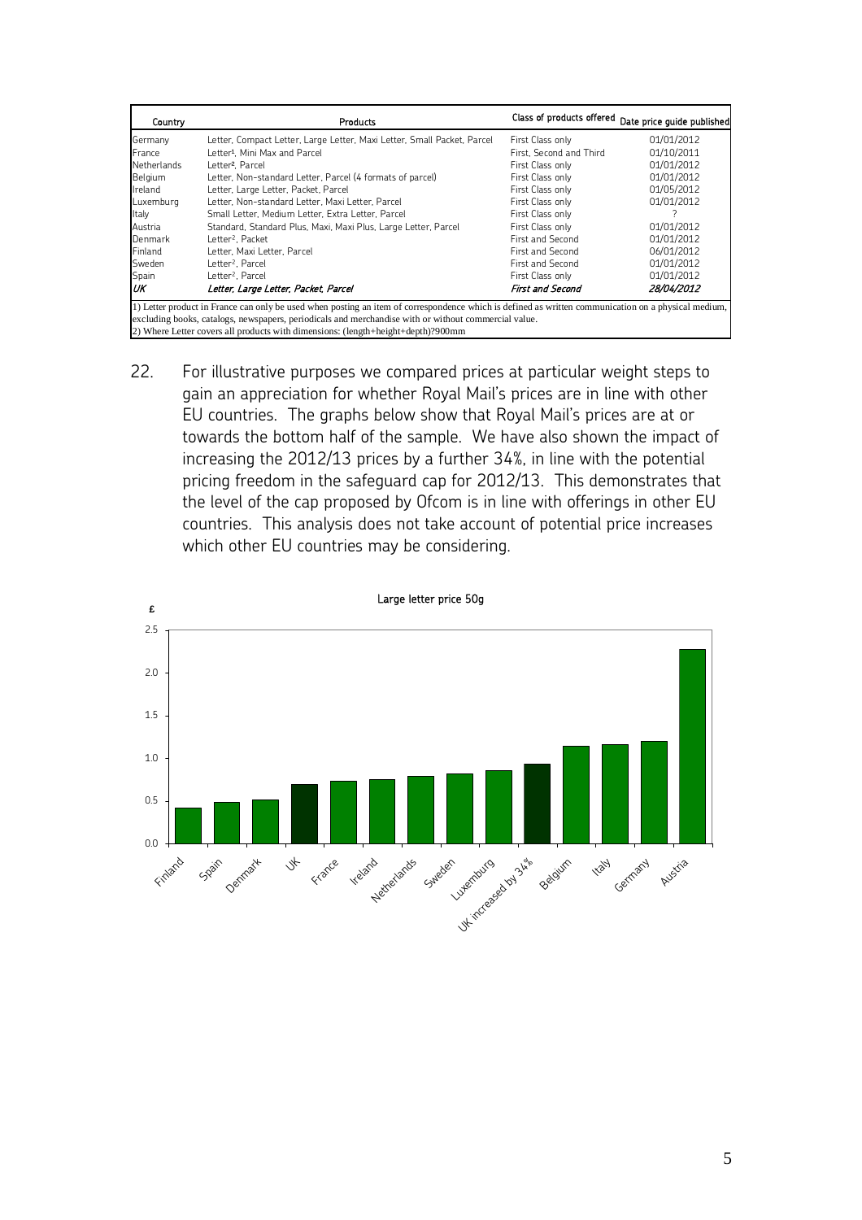| Country | Products | Class of products offered | Date price guide published |
|---|---|---|---|
| Germany | Letter, Compact Letter, Large Letter, Maxi Letter, Small Packet, Parcel | First Class only | 01/01/2012 |
| France | Letter[1], Mini Max and Parcel | First, Second and Third | 01/10/2011 |
| Netherlands | Letter[2], Parcel | First Class only | 01/01/2012 |
| Belgium | Letter, Non-standard Letter, Parcel (4 formats of parcel) | First Class only | 01/01/2012 |
| Ireland | Letter, Large Letter, Packet, Parcel | First Class only | 01/05/2012 |
| Luxemburg | Letter, Non-standard Letter, Maxi Letter, Parcel | First Class only | 01/01/2012 |
| Italy | Small Letter, Medium Letter, Extra Letter, Parcel | First Class only | ? |
| Austria | Standard, Standard Plus, Maxi, Maxi Plus, Large Letter, Parcel | First Class only | 01/01/2012 |
| Denmark | Letter[2], Packet | First and Second | 01/01/2012 |
| Finland | Letter, Maxi Letter, Parcel | First and Second | 06/01/2012 |
| Sweden | Letter[2], Parcel | First and Second | 01/01/2012 |
| Spain | Letter[2], Parcel | First Class only | 01/01/2012 |
| *UK* | *Letter, Large Letter, Packet, Parcel* | *First and Second* | *28/04/2012* |

1) Letter product in France can only be used when posting an item of correspondence which is defined as written communication on a physical medium, excluding books, catalogs, newspapers, periodicals and merchandise with or without commercial value.
2) Where Letter covers all products with dimensions: (length+height+depth)?900mm

22. For illustrative purposes we compared prices at particular weight steps to gain an appreciation for whether Royal Mail's prices are in line with other EU countries. The graphs below show that Royal Mail's prices are at or towards the bottom half of the sample. We have also shown the impact of increasing the 2012/13 prices by a further 34%, in line with the potential pricing freedom in the safeguard cap for 2012/13. This demonstrates that the level of the cap proposed by Ofcom is in line with offerings in other EU countries. This analysis does not take account of potential price increases which other EU countries may be considering.

Large letter price 50g

| Country | £ (approx.) |
|---|---|
| Finland | 0.42 |
| Spain | 0.48 |
| Denmark | 0.51 |
| UK | 0.69 |
| France | 0.73 |
| Ireland | 0.75 |
| Netherlands | 0.79 |
| Sweden | 0.82 |
| Luxemburg | 0.86 |
| UK increased by 34% | 0.93 |
| Belgium | 1.14 |
| Italy | 1.16 |
| Germany | 1.20 |
| Austria | 2.27 |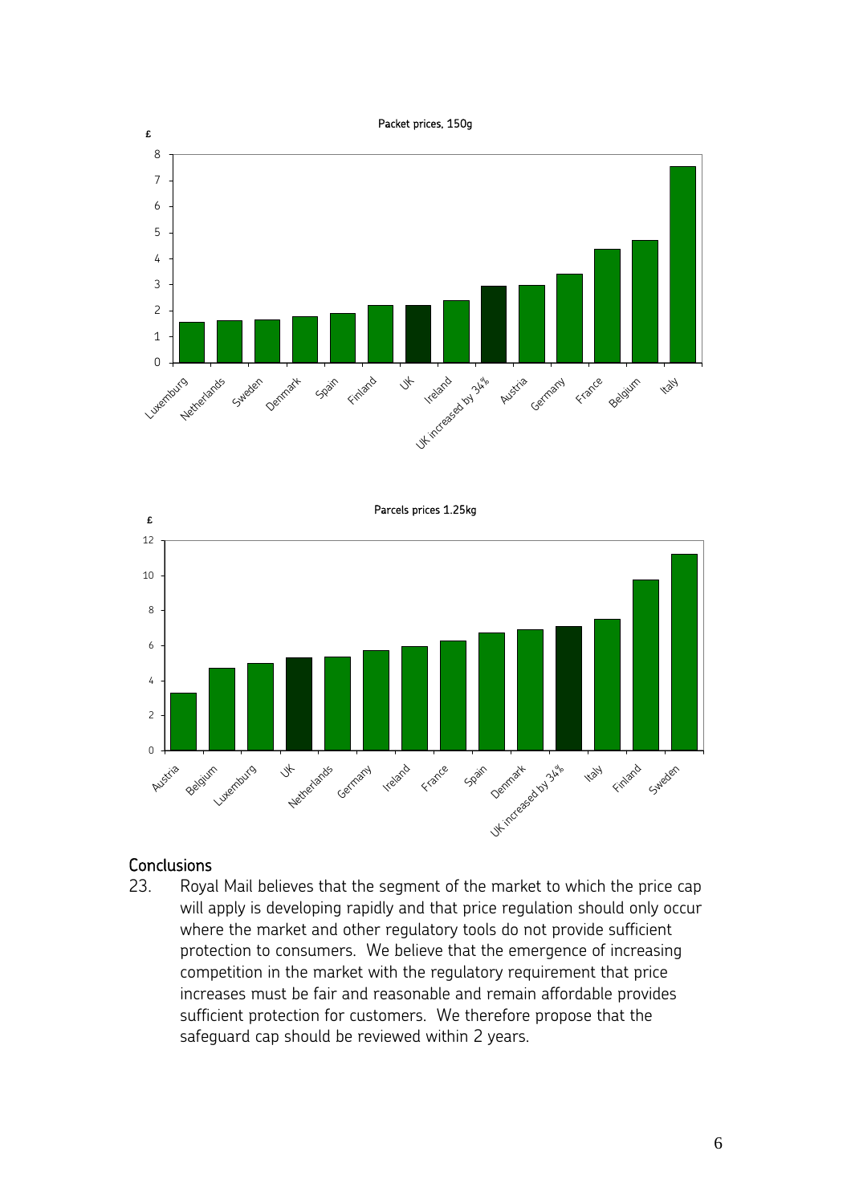Packet prices, 150g

Parcels prices 1.25kg

## Conclusions

23. Royal Mail believes that the segment of the market to which the price cap will apply is developing rapidly and that price regulation should only occur where the market and other regulatory tools do not provide sufficient protection to consumers. We believe that the emergence of increasing competition in the market with the regulatory requirement that price increases must be fair and reasonable and remain affordable provides sufficient protection for customers. We therefore propose that the safeguard cap should be reviewed within 2 years.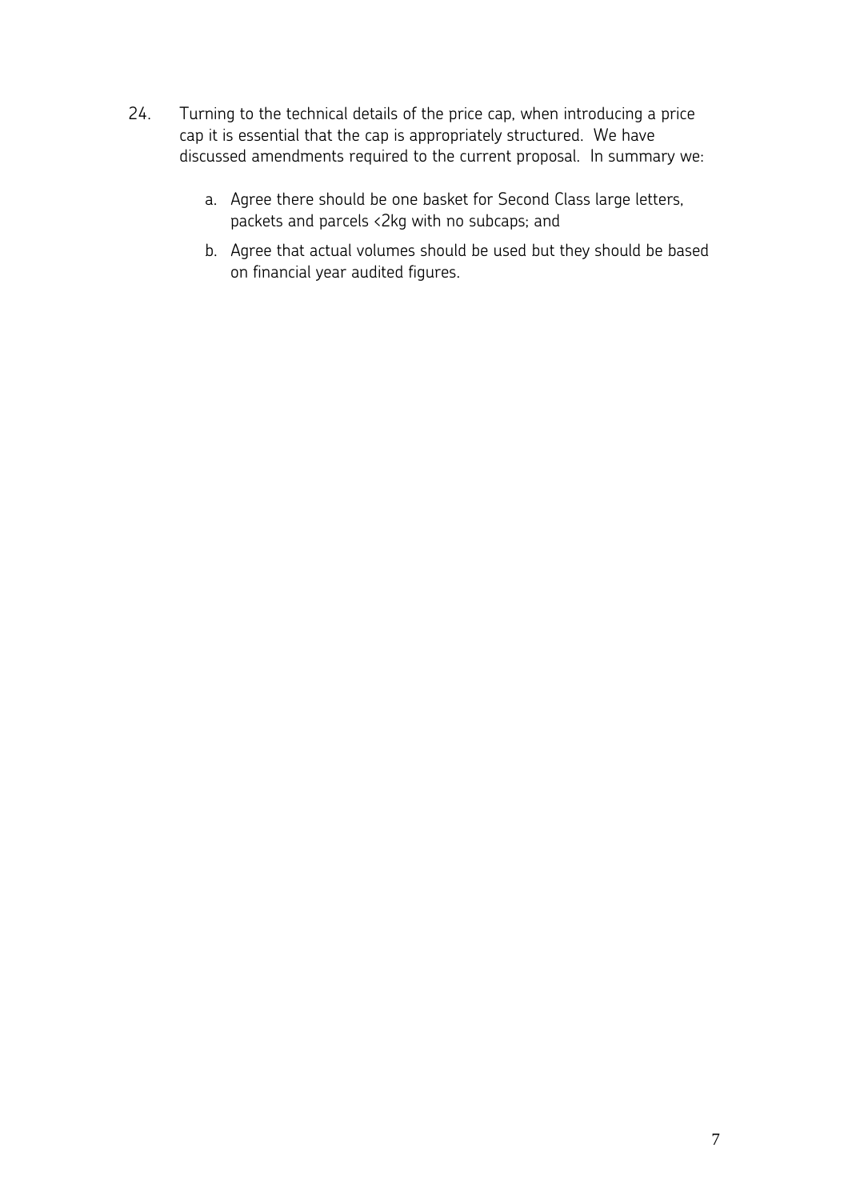24. Turning to the technical details of the price cap, when introducing a price cap it is essential that the cap is appropriately structured. We have discussed amendments required to the current proposal. In summary we:

    a. Agree there should be one basket for Second Class large letters, packets and parcels <2kg with no subcaps; and

    b. Agree that actual volumes should be used but they should be based on financial year audited figures.